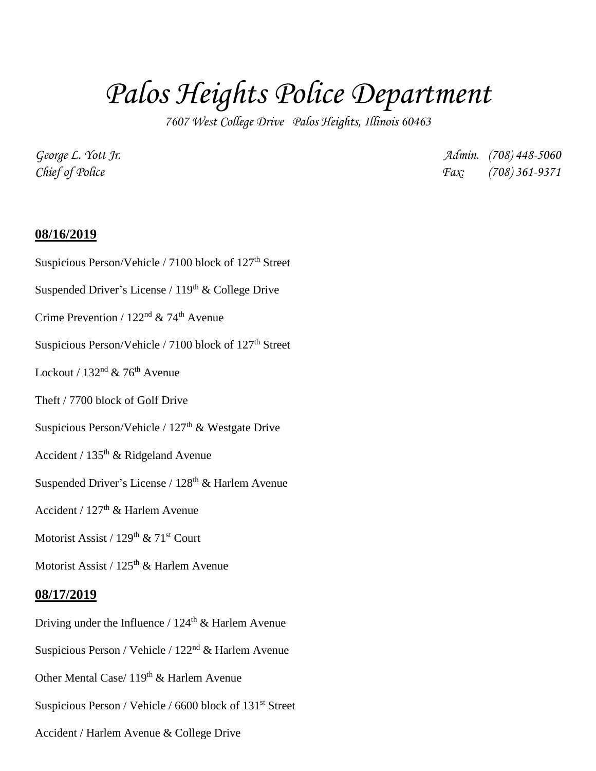# *Palos Heights Police Department*

*7607 West College Drive Palos Heights, Illinois 60463*

*George L. Yott Jr.* *Admin. (708) 448-5060*
*Chief of Police* *Fax: (708) 361-9371*

**08/16/2019**

Suspicious Person/Vehicle / 7100 block of 127th Street

Suspended Driver's License / 119th & College Drive

Crime Prevention / 122nd & 74th Avenue

Suspicious Person/Vehicle / 7100 block of 127th Street

Lockout / 132nd & 76th Avenue

Theft / 7700 block of Golf Drive

Suspicious Person/Vehicle / 127th & Westgate Drive

Accident / 135th & Ridgeland Avenue

Suspended Driver's License / 128th & Harlem Avenue

Accident / 127th & Harlem Avenue

Motorist Assist / 129th & 71st Court

Motorist Assist / 125th & Harlem Avenue

**08/17/2019**

Driving under the Influence / 124th & Harlem Avenue

Suspicious Person / Vehicle / 122nd & Harlem Avenue

Other Mental Case/ 119th & Harlem Avenue

Suspicious Person / Vehicle / 6600 block of 131st Street

Accident / Harlem Avenue & College Drive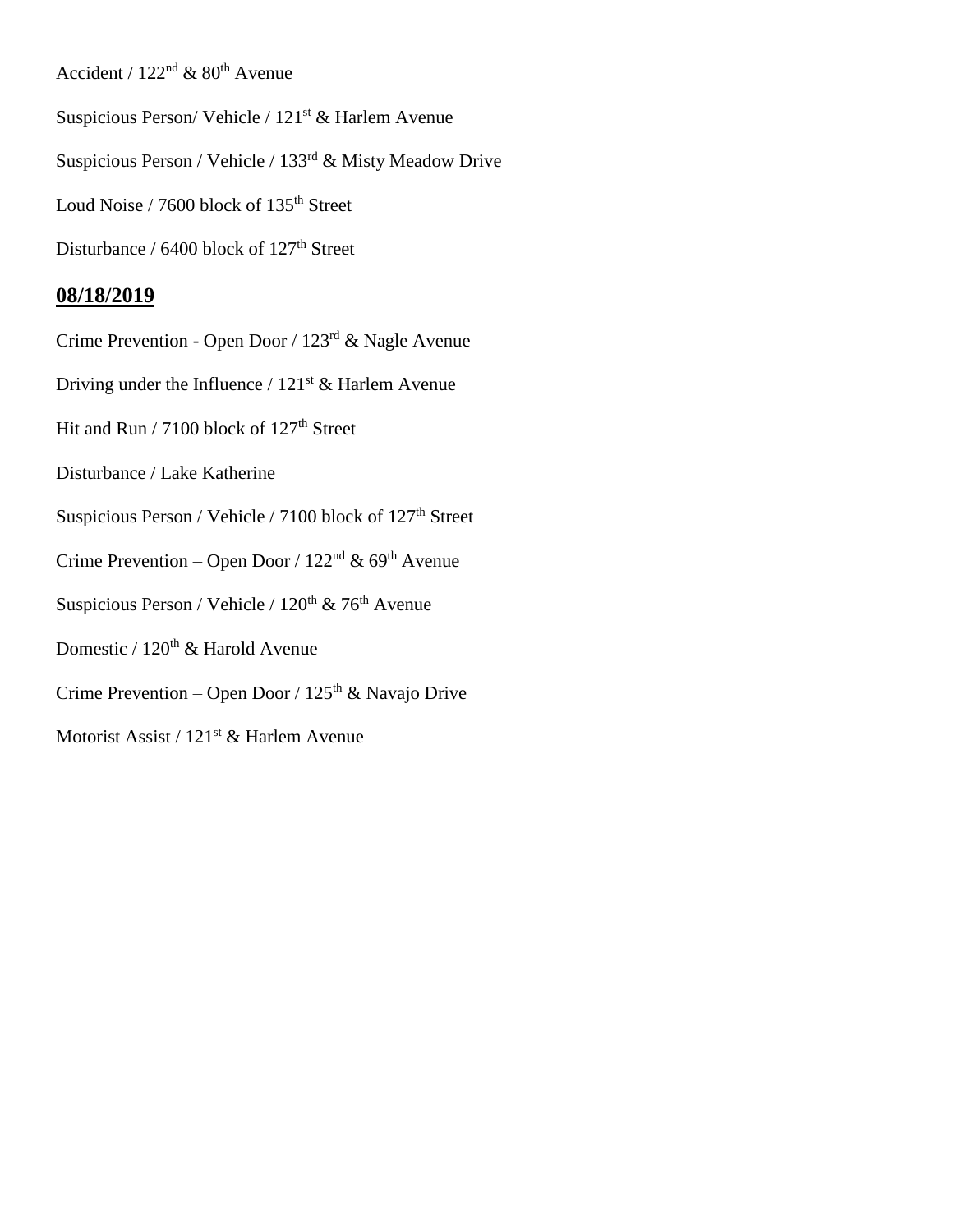Accident / 122nd & 80th Avenue

Suspicious Person/ Vehicle / 121st & Harlem Avenue

Suspicious Person / Vehicle / 133rd & Misty Meadow Drive

Loud Noise / 7600 block of 135th Street

Disturbance / 6400 block of 127th Street

## 08/18/2019

Crime Prevention - Open Door / 123rd & Nagle Avenue

Driving under the Influence / 121st & Harlem Avenue

Hit and Run / 7100 block of 127th Street

Disturbance / Lake Katherine

Suspicious Person / Vehicle / 7100 block of 127th Street

Crime Prevention – Open Door / 122nd & 69th Avenue

Suspicious Person / Vehicle / 120th & 76th Avenue

Domestic / 120th & Harold Avenue

Crime Prevention – Open Door / 125th & Navajo Drive

Motorist Assist / 121st & Harlem Avenue